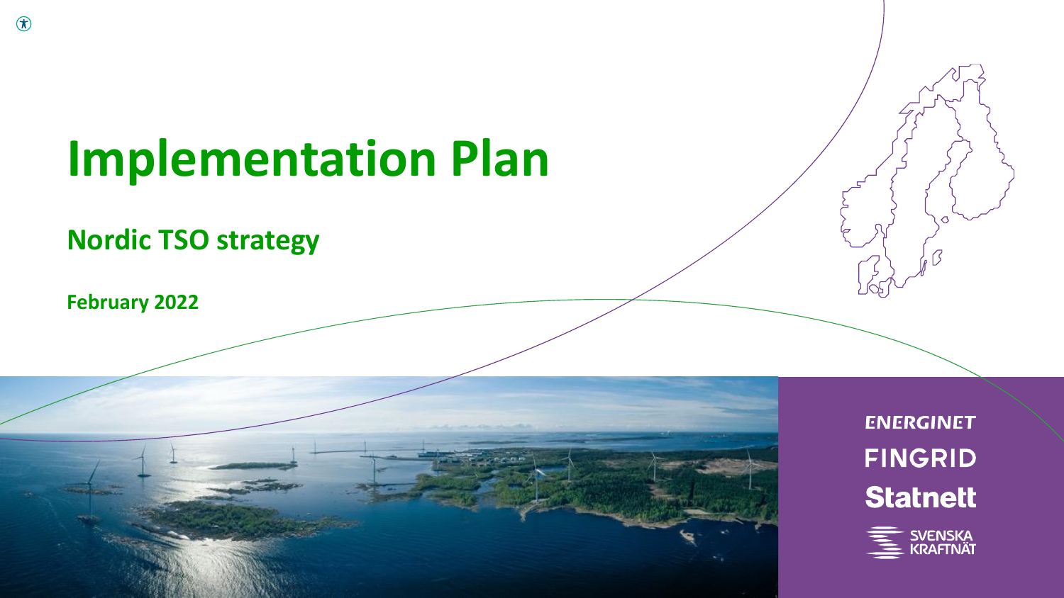# Implementation Plan

## Nordic TSO strategy

**February 2022**

ENERGINET

FINGRID

Statnett

SVENSKA KRAFTNÄT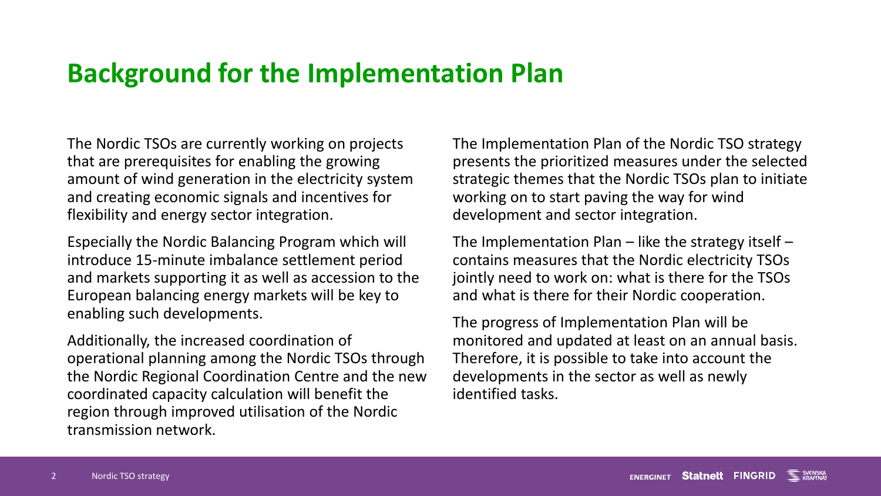# Background for the Implementation Plan

The Nordic TSOs are currently working on projects that are prerequisites for enabling the growing amount of wind generation in the electricity system and creating economic signals and incentives for flexibility and energy sector integration.

Especially the Nordic Balancing Program which will introduce 15-minute imbalance settlement period and markets supporting it as well as accession to the European balancing energy markets will be key to enabling such developments.

Additionally, the increased coordination of operational planning among the Nordic TSOs through the Nordic Regional Coordination Centre and the new coordinated capacity calculation will benefit the region through improved utilisation of the Nordic transmission network.

The Implementation Plan of the Nordic TSO strategy presents the prioritized measures under the selected strategic themes that the Nordic TSOs plan to initiate working on to start paving the way for wind development and sector integration.

The Implementation Plan – like the strategy itself – contains measures that the Nordic electricity TSOs jointly need to work on: what is there for the TSOs and what is there for their Nordic cooperation.

The progress of Implementation Plan will be monitored and updated at least on an annual basis. Therefore, it is possible to take into account the developments in the sector as well as newly identified tasks.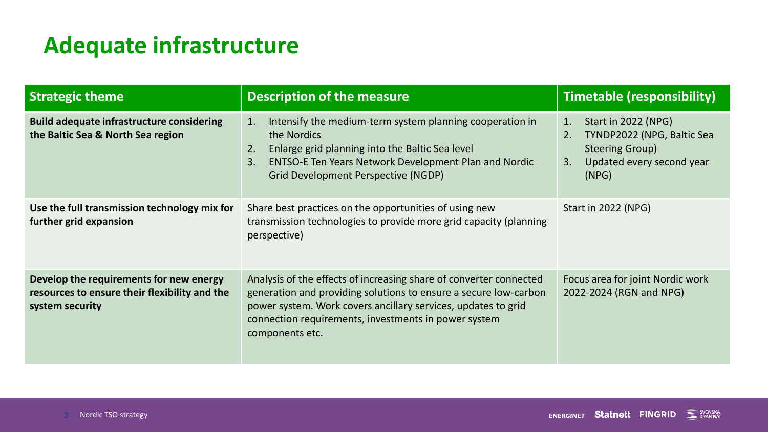# Adequate infrastructure

| Strategic theme | Description of the measure | Timetable (responsibility) |
| --- | --- | --- |
| **Build adequate infrastructure considering the Baltic Sea & North Sea region** | 1. Intensify the medium-term system planning cooperation in the Nordics<br>2. Enlarge grid planning into the Baltic Sea level<br>3. ENTSO-E Ten Years Network Development Plan and Nordic Grid Development Perspective (NGDP) | 1. Start in 2022 (NPG)<br>2. TYNDP2022 (NPG, Baltic Sea Steering Group)<br>3. Updated every second year (NPG) |
| **Use the full transmission technology mix for further grid expansion** | Share best practices on the opportunities of using new transmission technologies to provide more grid capacity (planning perspective) | Start in 2022 (NPG) |
| **Develop the requirements for new energy resources to ensure their flexibility and the system security** | Analysis of the effects of increasing share of converter connected generation and providing solutions to ensure a secure low-carbon power system. Work covers ancillary services, updates to grid connection requirements, investments in power system components etc. | Focus area for joint Nordic work 2022-2024 (RGN and NPG) |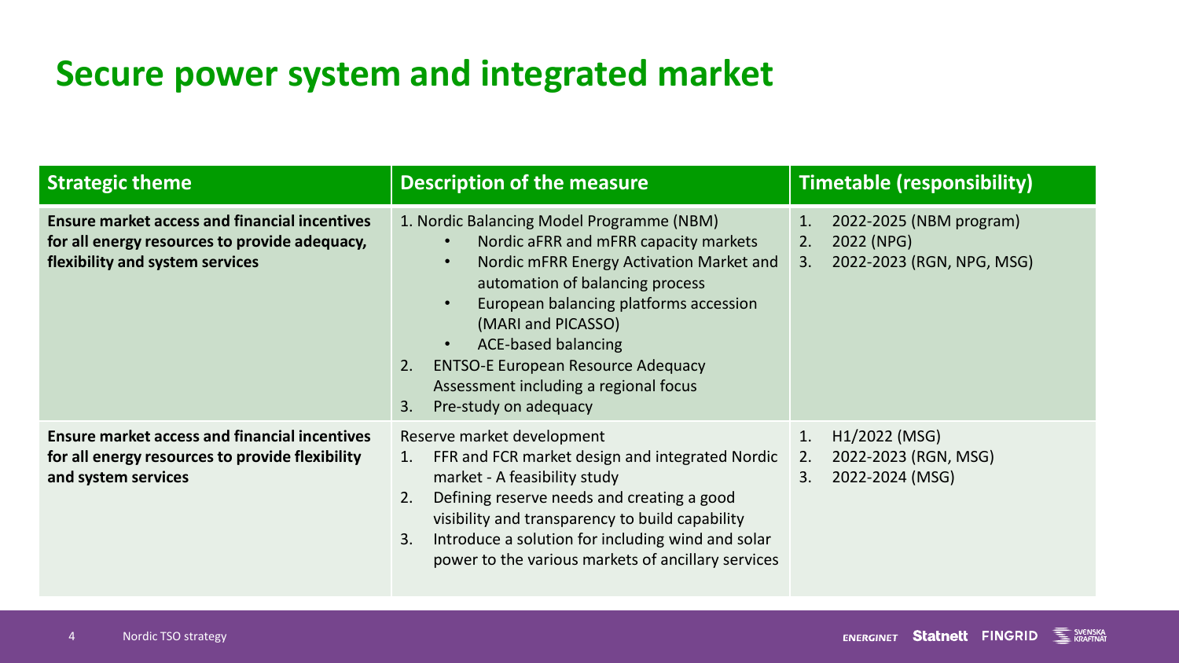# Secure power system and integrated market

| Strategic theme | Description of the measure | Timetable (responsibility) |
| --- | --- | --- |
| **Ensure market access and financial incentives for all energy resources to provide adequacy, flexibility and system services** | 1. Nordic Balancing Model Programme (NBM)<br>• Nordic aFRR and mFRR capacity markets<br>• Nordic mFRR Energy Activation Market and automation of balancing process<br>• European balancing platforms accession (MARI and PICASSO)<br>• ACE-based balancing<br>2. ENTSO-E European Resource Adequacy Assessment including a regional focus<br>3. Pre-study on adequacy | 1. 2022-2025 (NBM program)<br>2. 2022 (NPG)<br>3. 2022-2023 (RGN, NPG, MSG) |
| **Ensure market access and financial incentives for all energy resources to provide flexibility and system services** | Reserve market development<br>1. FFR and FCR market design and integrated Nordic market - A feasibility study<br>2. Defining reserve needs and creating a good visibility and transparency to build capability<br>3. Introduce a solution for including wind and solar power to the various markets of ancillary services | 1. H1/2022 (MSG)<br>2. 2022-2023 (RGN, MSG)<br>3. 2022-2024 (MSG) |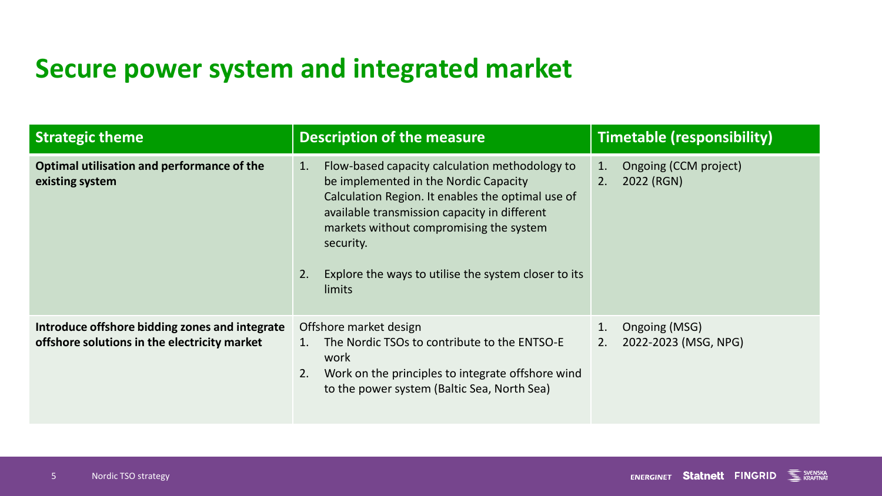# Secure power system and integrated market

| Strategic theme | Description of the measure | Timetable (responsibility) |
|---|---|---|
| **Optimal utilisation and performance of the existing system** | 1. Flow-based capacity calculation methodology to be implemented in the Nordic Capacity Calculation Region. It enables the optimal use of available transmission capacity in different markets without compromising the system security.<br><br>2. Explore the ways to utilise the system closer to its limits | 1. Ongoing (CCM project)<br>2. 2022 (RGN) |
| **Introduce offshore bidding zones and integrate offshore solutions in the electricity market** | Offshore market design<br>1. The Nordic TSOs to contribute to the ENTSO-E work<br>2. Work on the principles to integrate offshore wind to the power system (Baltic Sea, North Sea) | 1. Ongoing (MSG)<br>2. 2022-2023 (MSG, NPG) |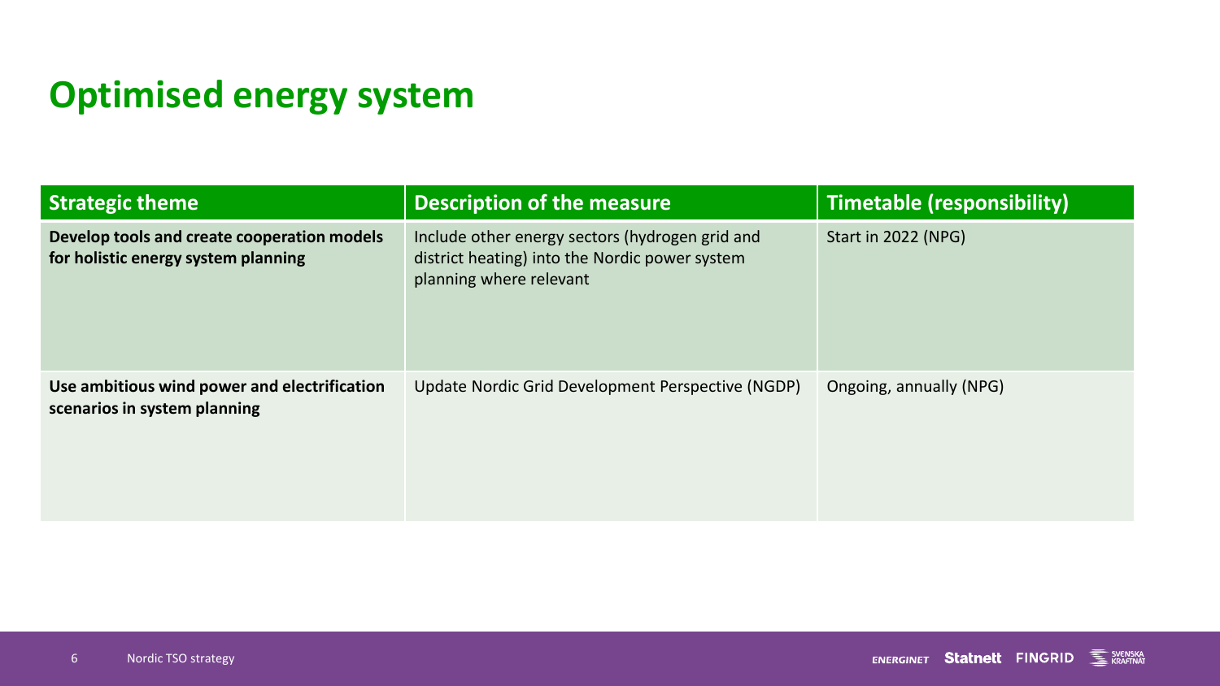# Optimised energy system

| Strategic theme | Description of the measure | Timetable (responsibility) |
|---|---|---|
| **Develop tools and create cooperation models for holistic energy system planning** | Include other energy sectors (hydrogen grid and district heating) into the Nordic power system planning where relevant | Start in 2022 (NPG) |
| **Use ambitious wind power and electrification scenarios in system planning** | Update Nordic Grid Development Perspective (NGDP) | Ongoing, annually (NPG) |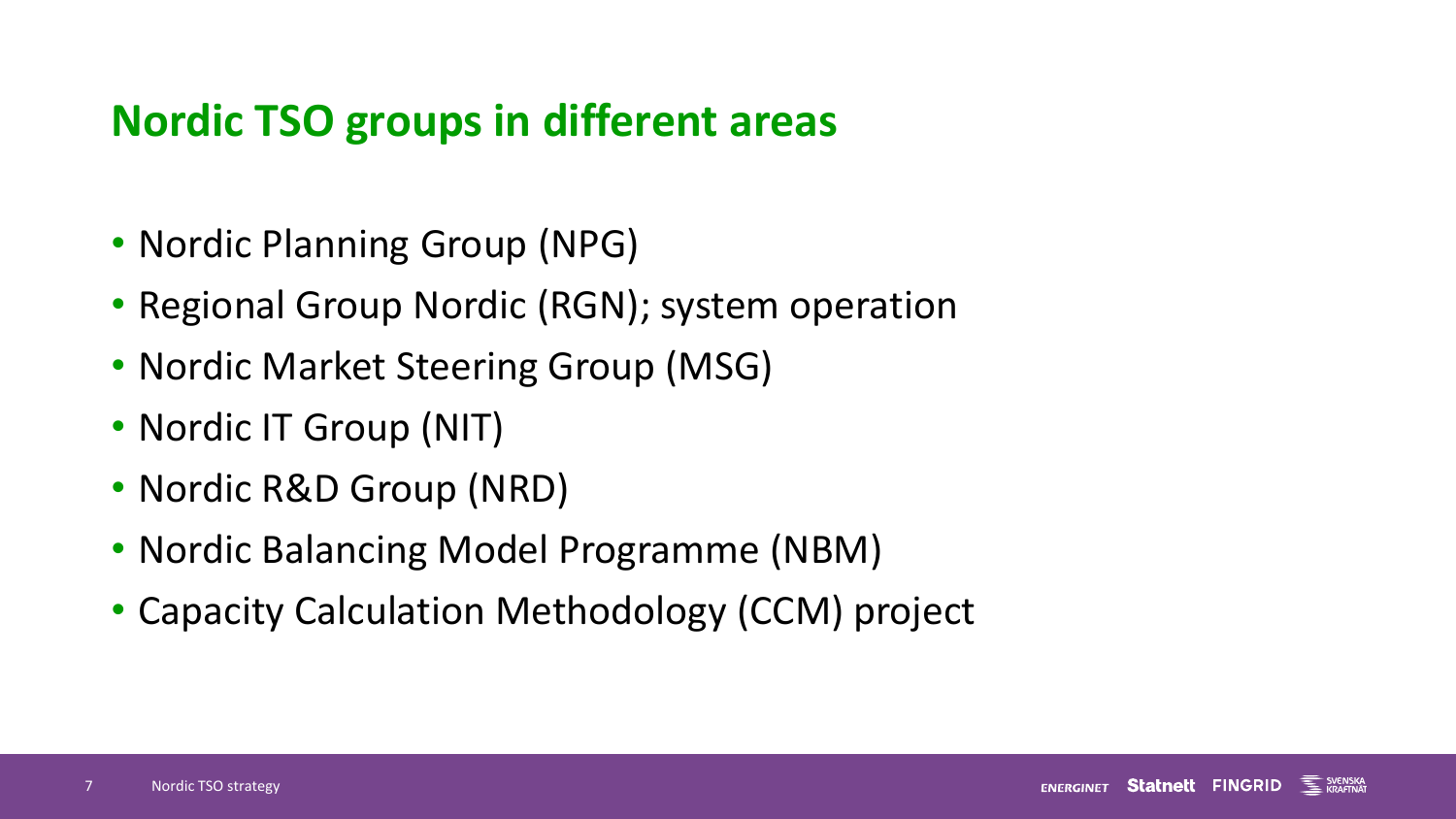## Nordic TSO groups in different areas

- Nordic Planning Group (NPG)
- Regional Group Nordic (RGN); system operation
- Nordic Market Steering Group (MSG)
- Nordic IT Group (NIT)
- Nordic R&D Group (NRD)
- Nordic Balancing Model Programme (NBM)
- Capacity Calculation Methodology (CCM) project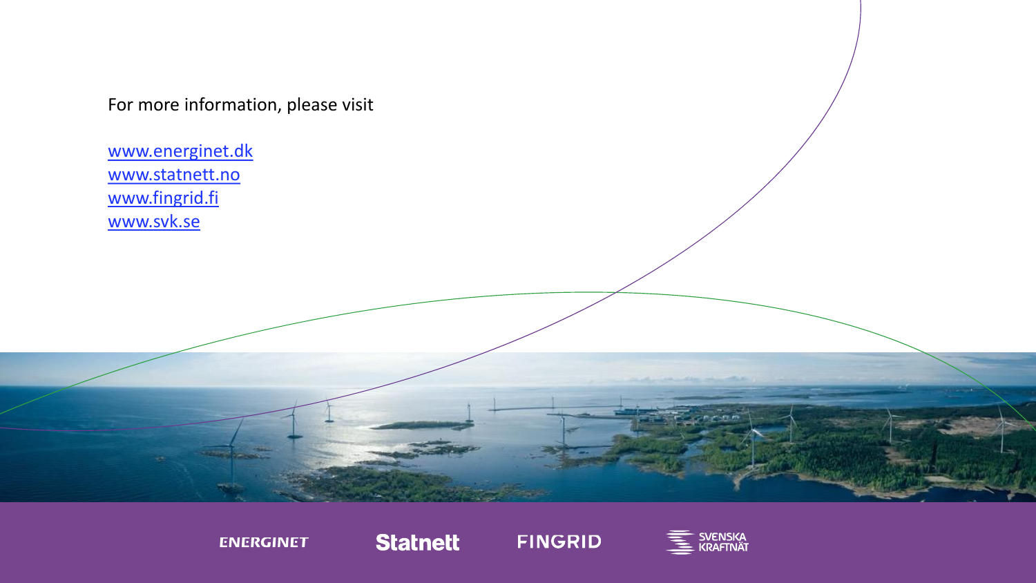For more information, please visit

www.energinet.dk
www.statnett.no
www.fingrid.fi
www.svk.se

ENERGINET Statnett FINGRID SVENSKA KRAFTNÄT